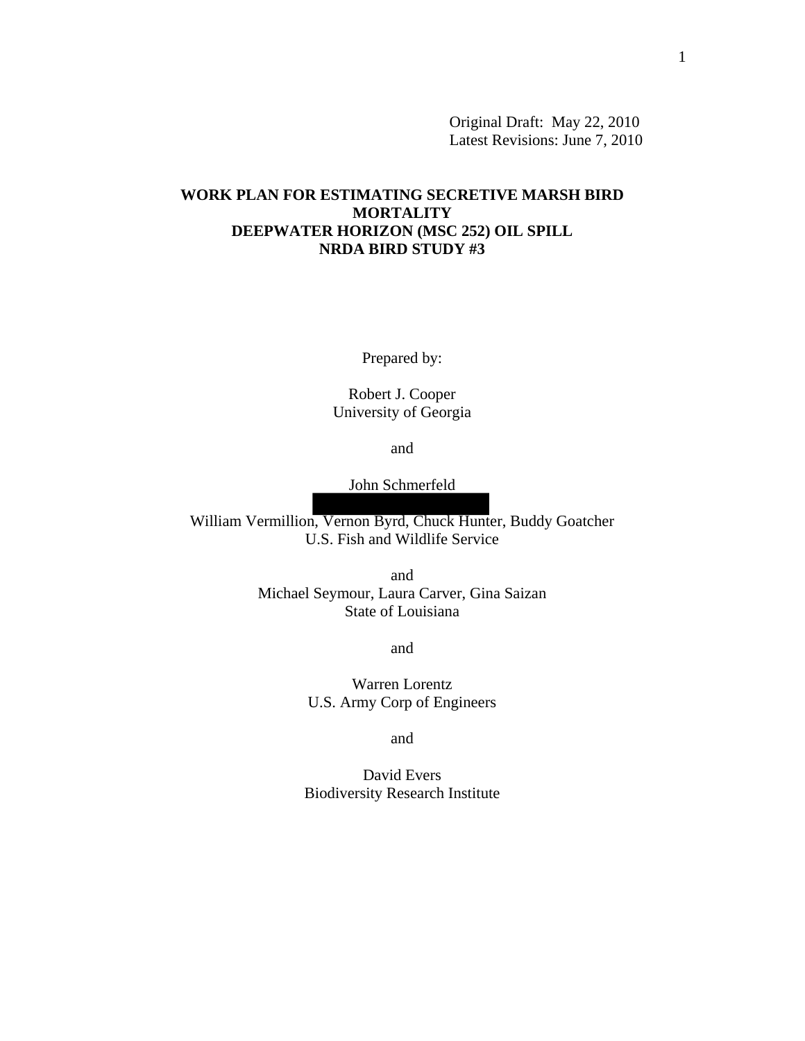Original Draft: May 22, 2010
Latest Revisions: June 7, 2010

# WORK PLAN FOR ESTIMATING SECRETIVE MARSH BIRD MORTALITY
# DEEPWATER HORIZON (MSC 252) OIL SPILL
# NRDA BIRD STUDY #3

Prepared by:

Robert J. Cooper
University of Georgia

and

John Schmerfeld

William Vermillion, Vernon Byrd, Chuck Hunter, Buddy Goatcher
U.S. Fish and Wildlife Service

and

Michael Seymour, Laura Carver, Gina Saizan
State of Louisiana

and

Warren Lorentz
U.S. Army Corp of Engineers

and

David Evers
Biodiversity Research Institute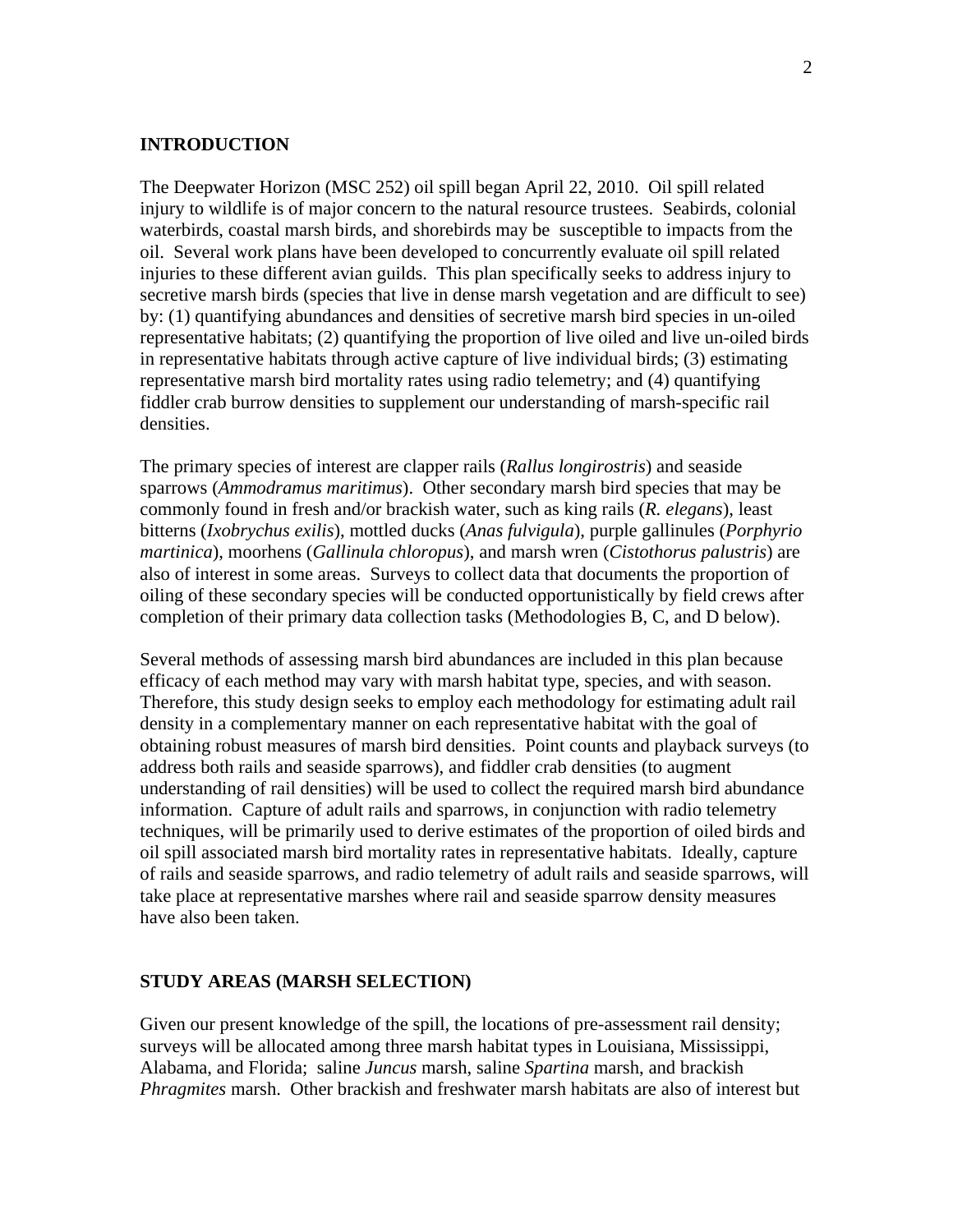## INTRODUCTION

The Deepwater Horizon (MSC 252) oil spill began April 22, 2010. Oil spill related injury to wildlife is of major concern to the natural resource trustees. Seabirds, colonial waterbirds, coastal marsh birds, and shorebirds may be susceptible to impacts from the oil. Several work plans have been developed to concurrently evaluate oil spill related injuries to these different avian guilds. This plan specifically seeks to address injury to secretive marsh birds (species that live in dense marsh vegetation and are difficult to see) by: (1) quantifying abundances and densities of secretive marsh bird species in un-oiled representative habitats; (2) quantifying the proportion of live oiled and live un-oiled birds in representative habitats through active capture of live individual birds; (3) estimating representative marsh bird mortality rates using radio telemetry; and (4) quantifying fiddler crab burrow densities to supplement our understanding of marsh-specific rail densities.

The primary species of interest are clapper rails (*Rallus longirostris*) and seaside sparrows (*Ammodramus maritimus*). Other secondary marsh bird species that may be commonly found in fresh and/or brackish water, such as king rails (*R. elegans*), least bitterns (*Ixobrychus exilis*), mottled ducks (*Anas fulvigula*), purple gallinules (*Porphyrio martinica*), moorhens (*Gallinula chloropus*), and marsh wren (*Cistothorus palustris*) are also of interest in some areas. Surveys to collect data that documents the proportion of oiling of these secondary species will be conducted opportunistically by field crews after completion of their primary data collection tasks (Methodologies B, C, and D below).

Several methods of assessing marsh bird abundances are included in this plan because efficacy of each method may vary with marsh habitat type, species, and with season. Therefore, this study design seeks to employ each methodology for estimating adult rail density in a complementary manner on each representative habitat with the goal of obtaining robust measures of marsh bird densities. Point counts and playback surveys (to address both rails and seaside sparrows), and fiddler crab densities (to augment understanding of rail densities) will be used to collect the required marsh bird abundance information. Capture of adult rails and sparrows, in conjunction with radio telemetry techniques, will be primarily used to derive estimates of the proportion of oiled birds and oil spill associated marsh bird mortality rates in representative habitats. Ideally, capture of rails and seaside sparrows, and radio telemetry of adult rails and seaside sparrows, will take place at representative marshes where rail and seaside sparrow density measures have also been taken.

## STUDY AREAS (MARSH SELECTION)

Given our present knowledge of the spill, the locations of pre-assessment rail density; surveys will be allocated among three marsh habitat types in Louisiana, Mississippi, Alabama, and Florida; saline *Juncus* marsh, saline *Spartina* marsh, and brackish *Phragmites* marsh. Other brackish and freshwater marsh habitats are also of interest but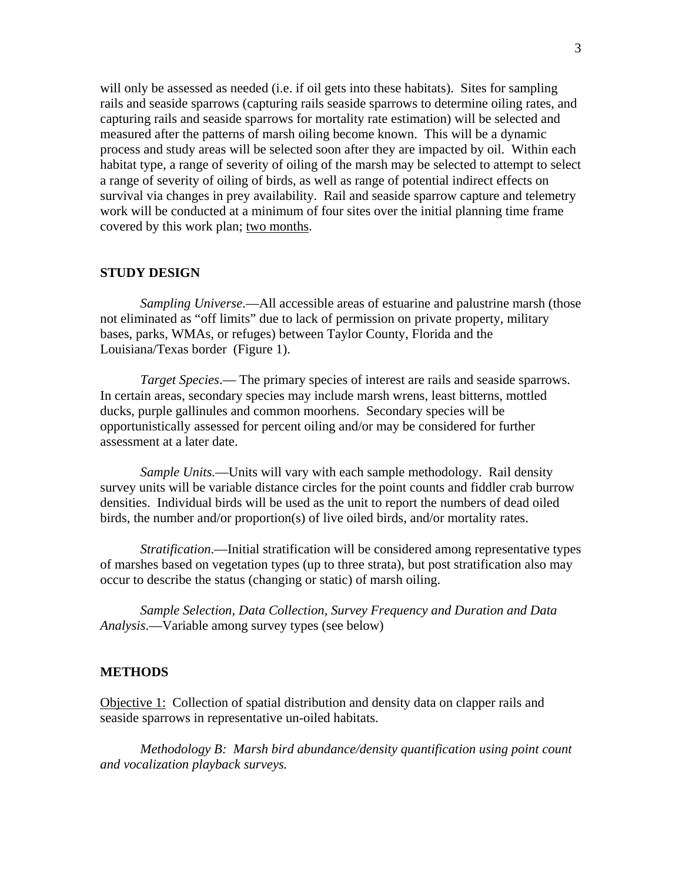will only be assessed as needed (i.e. if oil gets into these habitats). Sites for sampling rails and seaside sparrows (capturing rails seaside sparrows to determine oiling rates, and capturing rails and seaside sparrows for mortality rate estimation) will be selected and measured after the patterns of marsh oiling become known. This will be a dynamic process and study areas will be selected soon after they are impacted by oil. Within each habitat type, a range of severity of oiling of the marsh may be selected to attempt to select a range of severity of oiling of birds, as well as range of potential indirect effects on survival via changes in prey availability. Rail and seaside sparrow capture and telemetry work will be conducted at a minimum of four sites over the initial planning time frame covered by this work plan; <u>two months</u>.

## STUDY DESIGN

*Sampling Universe*.—All accessible areas of estuarine and palustrine marsh (those not eliminated as "off limits" due to lack of permission on private property, military bases, parks, WMAs, or refuges) between Taylor County, Florida and the Louisiana/Texas border (Figure 1).

*Target Species*.— The primary species of interest are rails and seaside sparrows. In certain areas, secondary species may include marsh wrens, least bitterns, mottled ducks, purple gallinules and common moorhens. Secondary species will be opportunistically assessed for percent oiling and/or may be considered for further assessment at a later date.

*Sample Units.*—Units will vary with each sample methodology. Rail density survey units will be variable distance circles for the point counts and fiddler crab burrow densities. Individual birds will be used as the unit to report the numbers of dead oiled birds, the number and/or proportion(s) of live oiled birds, and/or mortality rates.

*Stratification*.—Initial stratification will be considered among representative types of marshes based on vegetation types (up to three strata), but post stratification also may occur to describe the status (changing or static) of marsh oiling.

*Sample Selection, Data Collection, Survey Frequency and Duration and Data Analysis*.—Variable among survey types (see below)

## METHODS

<u>Objective 1:</u> Collection of spatial distribution and density data on clapper rails and seaside sparrows in representative un-oiled habitats.

*Methodology B: Marsh bird abundance/density quantification using point count and vocalization playback surveys.*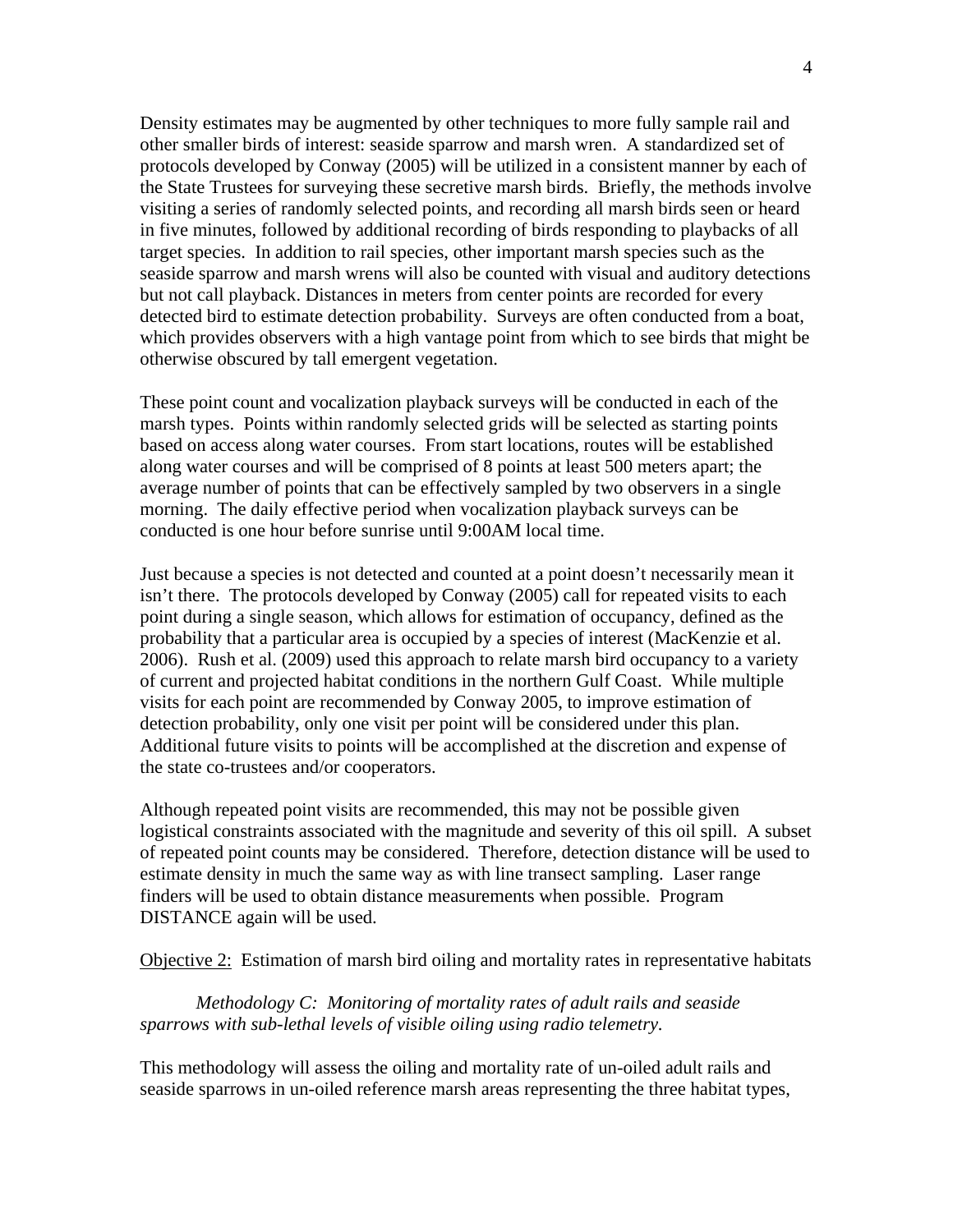Density estimates may be augmented by other techniques to more fully sample rail and other smaller birds of interest: seaside sparrow and marsh wren. A standardized set of protocols developed by Conway (2005) will be utilized in a consistent manner by each of the State Trustees for surveying these secretive marsh birds. Briefly, the methods involve visiting a series of randomly selected points, and recording all marsh birds seen or heard in five minutes, followed by additional recording of birds responding to playbacks of all target species. In addition to rail species, other important marsh species such as the seaside sparrow and marsh wrens will also be counted with visual and auditory detections but not call playback. Distances in meters from center points are recorded for every detected bird to estimate detection probability. Surveys are often conducted from a boat, which provides observers with a high vantage point from which to see birds that might be otherwise obscured by tall emergent vegetation.

These point count and vocalization playback surveys will be conducted in each of the marsh types. Points within randomly selected grids will be selected as starting points based on access along water courses. From start locations, routes will be established along water courses and will be comprised of 8 points at least 500 meters apart; the average number of points that can be effectively sampled by two observers in a single morning. The daily effective period when vocalization playback surveys can be conducted is one hour before sunrise until 9:00AM local time.

Just because a species is not detected and counted at a point doesn't necessarily mean it isn't there. The protocols developed by Conway (2005) call for repeated visits to each point during a single season, which allows for estimation of occupancy, defined as the probability that a particular area is occupied by a species of interest (MacKenzie et al. 2006). Rush et al. (2009) used this approach to relate marsh bird occupancy to a variety of current and projected habitat conditions in the northern Gulf Coast. While multiple visits for each point are recommended by Conway 2005, to improve estimation of detection probability, only one visit per point will be considered under this plan. Additional future visits to points will be accomplished at the discretion and expense of the state co-trustees and/or cooperators.

Although repeated point visits are recommended, this may not be possible given logistical constraints associated with the magnitude and severity of this oil spill. A subset of repeated point counts may be considered. Therefore, detection distance will be used to estimate density in much the same way as with line transect sampling. Laser range finders will be used to obtain distance measurements when possible. Program DISTANCE again will be used.

Objective 2: Estimation of marsh bird oiling and mortality rates in representative habitats

*Methodology C: Monitoring of mortality rates of adult rails and seaside sparrows with sub-lethal levels of visible oiling using radio telemetry.*

This methodology will assess the oiling and mortality rate of un-oiled adult rails and seaside sparrows in un-oiled reference marsh areas representing the three habitat types,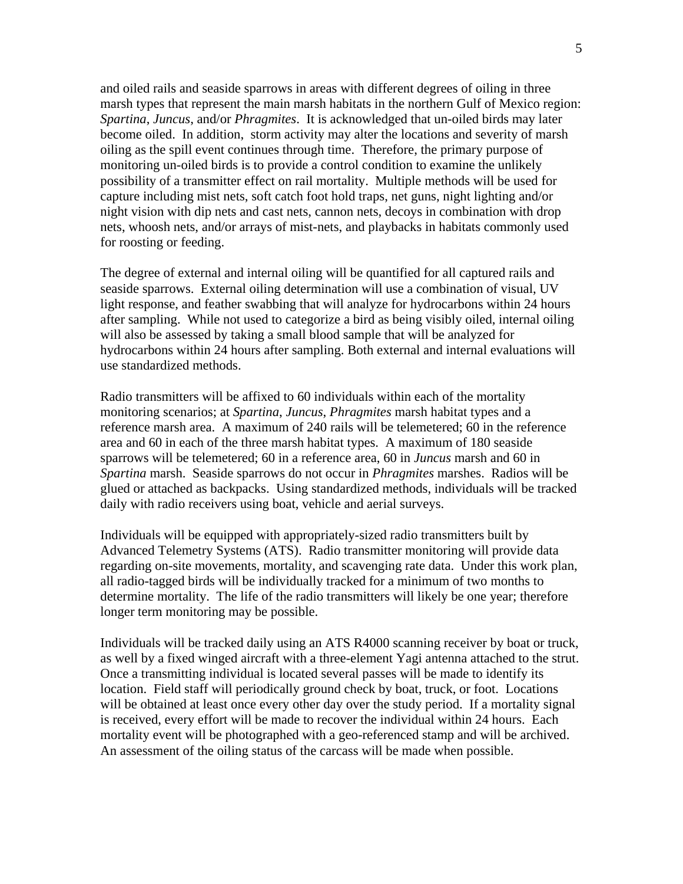and oiled rails and seaside sparrows in areas with different degrees of oiling in three marsh types that represent the main marsh habitats in the northern Gulf of Mexico region: *Spartina*, *Juncus*, and/or *Phragmites*. It is acknowledged that un-oiled birds may later become oiled. In addition, storm activity may alter the locations and severity of marsh oiling as the spill event continues through time. Therefore, the primary purpose of monitoring un-oiled birds is to provide a control condition to examine the unlikely possibility of a transmitter effect on rail mortality. Multiple methods will be used for capture including mist nets, soft catch foot hold traps, net guns, night lighting and/or night vision with dip nets and cast nets, cannon nets, decoys in combination with drop nets, whoosh nets, and/or arrays of mist-nets, and playbacks in habitats commonly used for roosting or feeding.

The degree of external and internal oiling will be quantified for all captured rails and seaside sparrows. External oiling determination will use a combination of visual, UV light response, and feather swabbing that will analyze for hydrocarbons within 24 hours after sampling. While not used to categorize a bird as being visibly oiled, internal oiling will also be assessed by taking a small blood sample that will be analyzed for hydrocarbons within 24 hours after sampling. Both external and internal evaluations will use standardized methods.

Radio transmitters will be affixed to 60 individuals within each of the mortality monitoring scenarios; at *Spartina*, *Juncus*, *Phragmites* marsh habitat types and a reference marsh area. A maximum of 240 rails will be telemetered; 60 in the reference area and 60 in each of the three marsh habitat types. A maximum of 180 seaside sparrows will be telemetered; 60 in a reference area, 60 in *Juncus* marsh and 60 in *Spartina* marsh. Seaside sparrows do not occur in *Phragmites* marshes. Radios will be glued or attached as backpacks. Using standardized methods, individuals will be tracked daily with radio receivers using boat, vehicle and aerial surveys.

Individuals will be equipped with appropriately-sized radio transmitters built by Advanced Telemetry Systems (ATS). Radio transmitter monitoring will provide data regarding on-site movements, mortality, and scavenging rate data. Under this work plan, all radio-tagged birds will be individually tracked for a minimum of two months to determine mortality. The life of the radio transmitters will likely be one year; therefore longer term monitoring may be possible.

Individuals will be tracked daily using an ATS R4000 scanning receiver by boat or truck, as well by a fixed winged aircraft with a three-element Yagi antenna attached to the strut. Once a transmitting individual is located several passes will be made to identify its location. Field staff will periodically ground check by boat, truck, or foot. Locations will be obtained at least once every other day over the study period. If a mortality signal is received, every effort will be made to recover the individual within 24 hours. Each mortality event will be photographed with a geo-referenced stamp and will be archived. An assessment of the oiling status of the carcass will be made when possible.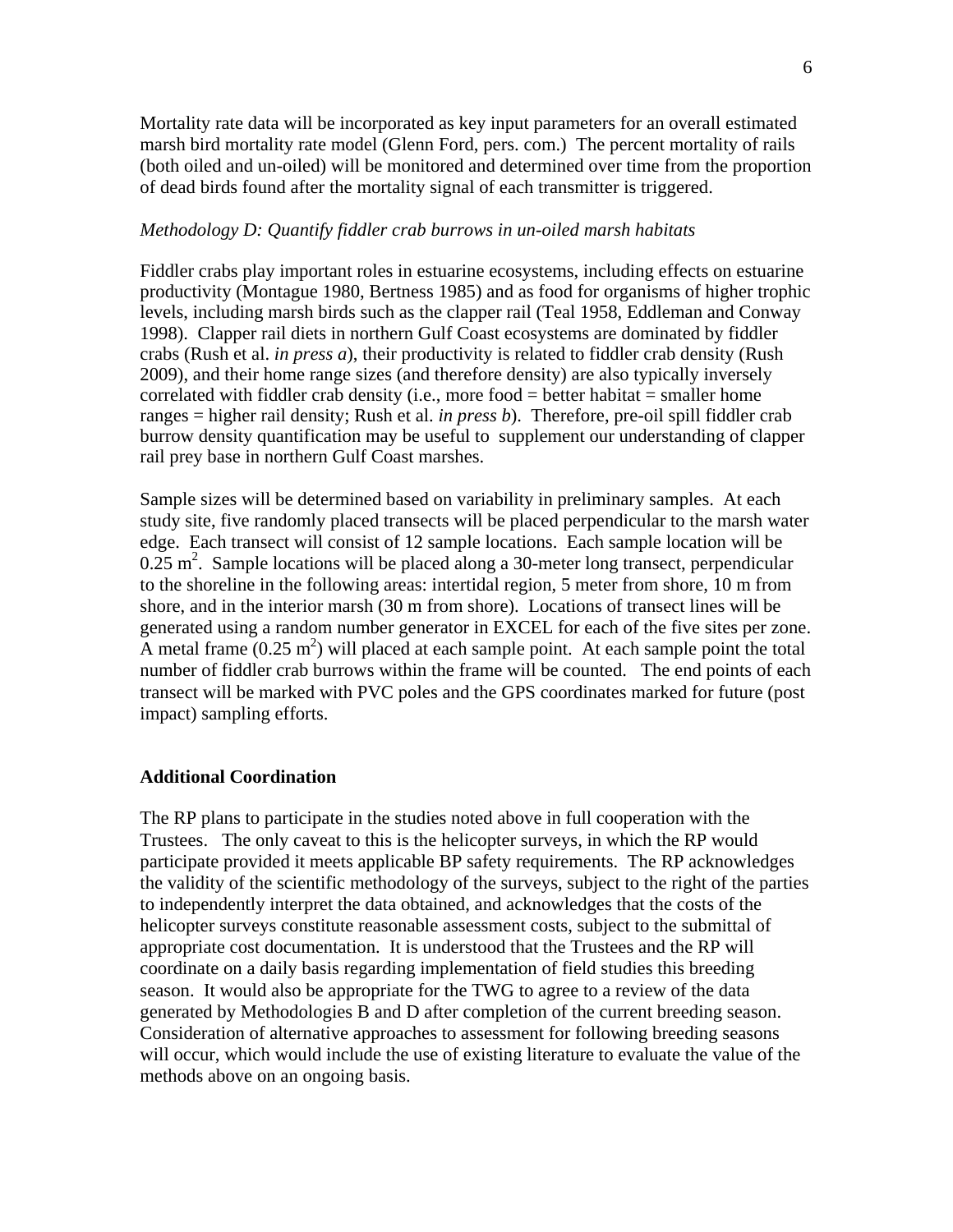Mortality rate data will be incorporated as key input parameters for an overall estimated marsh bird mortality rate model (Glenn Ford, pers. com.) The percent mortality of rails (both oiled and un-oiled) will be monitored and determined over time from the proportion of dead birds found after the mortality signal of each transmitter is triggered.

*Methodology D: Quantify fiddler crab burrows in un-oiled marsh habitats*

Fiddler crabs play important roles in estuarine ecosystems, including effects on estuarine productivity (Montague 1980, Bertness 1985) and as food for organisms of higher trophic levels, including marsh birds such as the clapper rail (Teal 1958, Eddleman and Conway 1998). Clapper rail diets in northern Gulf Coast ecosystems are dominated by fiddler crabs (Rush et al. *in press a*), their productivity is related to fiddler crab density (Rush 2009), and their home range sizes (and therefore density) are also typically inversely correlated with fiddler crab density (i.e., more food = better habitat = smaller home ranges = higher rail density; Rush et al. *in press b*). Therefore, pre-oil spill fiddler crab burrow density quantification may be useful to supplement our understanding of clapper rail prey base in northern Gulf Coast marshes.

Sample sizes will be determined based on variability in preliminary samples. At each study site, five randomly placed transects will be placed perpendicular to the marsh water edge. Each transect will consist of 12 sample locations. Each sample location will be 0.25 $m^2$. Sample locations will be placed along a 30-meter long transect, perpendicular to the shoreline in the following areas: intertidal region, 5 meter from shore, 10 m from shore, and in the interior marsh (30 m from shore). Locations of transect lines will be generated using a random number generator in EXCEL for each of the five sites per zone. A metal frame (0.25 $m^2$) will placed at each sample point. At each sample point the total number of fiddler crab burrows within the frame will be counted. The end points of each transect will be marked with PVC poles and the GPS coordinates marked for future (post impact) sampling efforts.

**Additional Coordination**

The RP plans to participate in the studies noted above in full cooperation with the Trustees. The only caveat to this is the helicopter surveys, in which the RP would participate provided it meets applicable BP safety requirements. The RP acknowledges the validity of the scientific methodology of the surveys, subject to the right of the parties to independently interpret the data obtained, and acknowledges that the costs of the helicopter surveys constitute reasonable assessment costs, subject to the submittal of appropriate cost documentation. It is understood that the Trustees and the RP will coordinate on a daily basis regarding implementation of field studies this breeding season. It would also be appropriate for the TWG to agree to a review of the data generated by Methodologies B and D after completion of the current breeding season. Consideration of alternative approaches to assessment for following breeding seasons will occur, which would include the use of existing literature to evaluate the value of the methods above on an ongoing basis.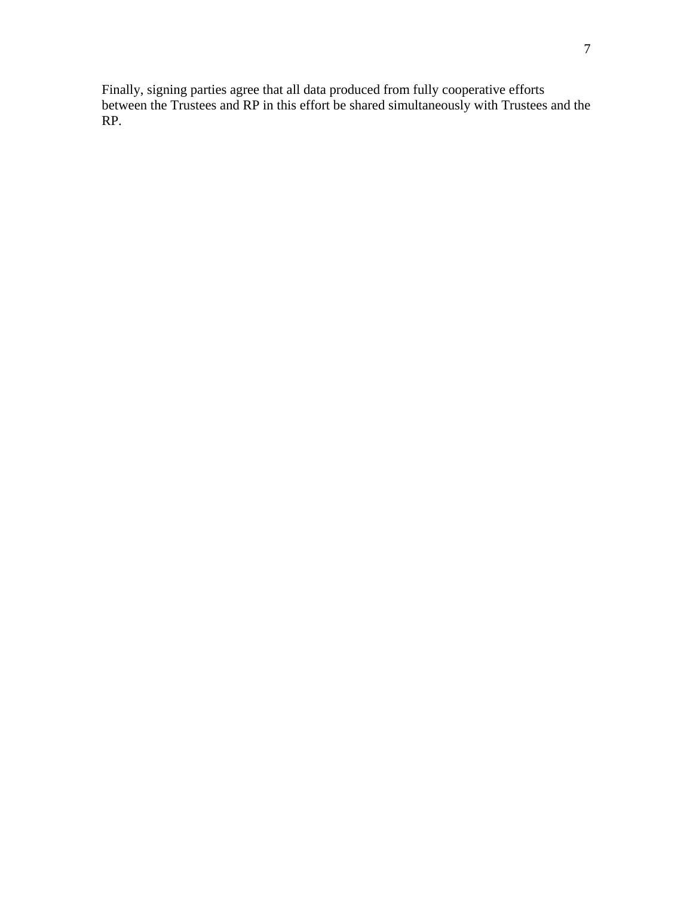Finally, signing parties agree that all data produced from fully cooperative efforts between the Trustees and RP in this effort be shared simultaneously with Trustees and the RP.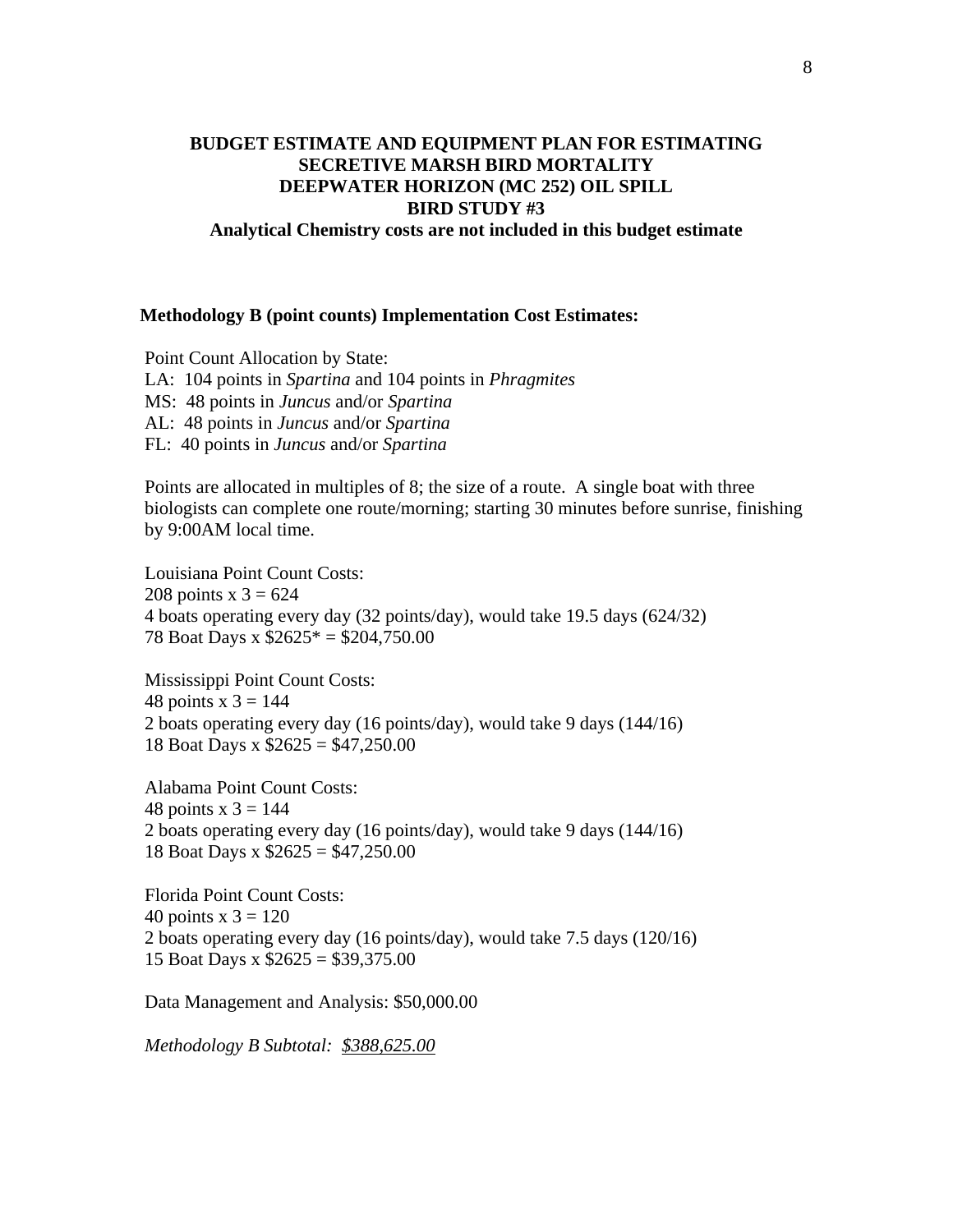**BUDGET ESTIMATE AND EQUIPMENT PLAN FOR ESTIMATING SECRETIVE MARSH BIRD MORTALITY DEEPWATER HORIZON (MC 252) OIL SPILL BIRD STUDY #3**

**Analytical Chemistry costs are not included in this budget estimate**

**Methodology B (point counts) Implementation Cost Estimates:**

Point Count Allocation by State:
LA: 104 points in *Spartina* and 104 points in *Phragmites*
MS: 48 points in *Juncus* and/or *Spartina*
AL: 48 points in *Juncus* and/or *Spartina*
FL: 40 points in *Juncus* and/or *Spartina*

Points are allocated in multiples of 8; the size of a route. A single boat with three biologists can complete one route/morning; starting 30 minutes before sunrise, finishing by 9:00AM local time.

Louisiana Point Count Costs:
208 points x 3 = 624
4 boats operating every day (32 points/day), would take 19.5 days (624/32)
78 Boat Days x $2625* = $204,750.00

Mississippi Point Count Costs:
48 points x 3 = 144
2 boats operating every day (16 points/day), would take 9 days (144/16)
18 Boat Days x $2625 = $47,250.00

Alabama Point Count Costs:
48 points x 3 = 144
2 boats operating every day (16 points/day), would take 9 days (144/16)
18 Boat Days x $2625 = $47,250.00

Florida Point Count Costs:
40 points x 3 = 120
2 boats operating every day (16 points/day), would take 7.5 days (120/16)
15 Boat Days x $2625 = $39,375.00

Data Management and Analysis: $50,000.00

*Methodology B Subtotal: <u>$388,625.00</u>*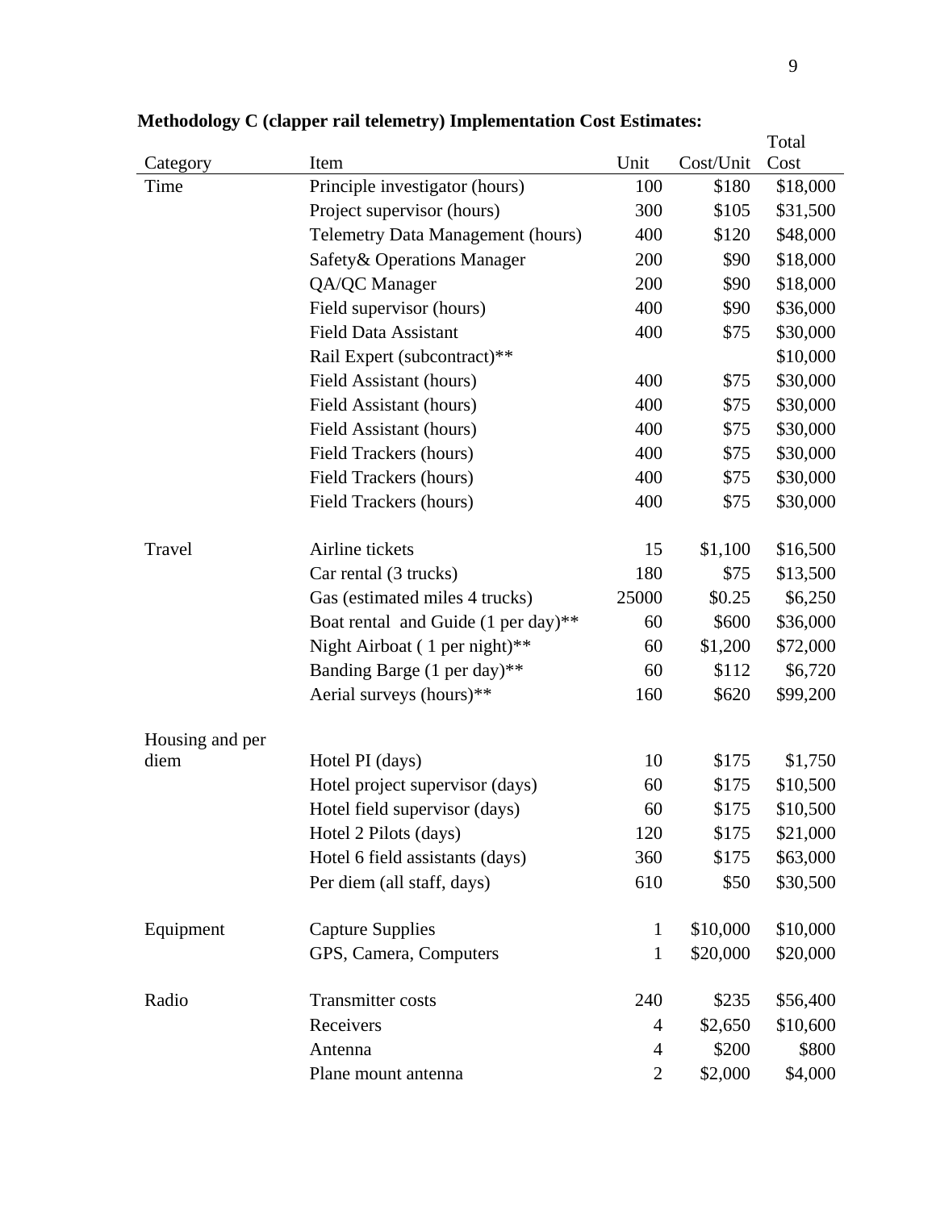**Methodology C (clapper rail telemetry) Implementation Cost Estimates:**

| Category | Item | Unit | Cost/Unit | Total Cost |
|---|---|---|---|---|
| Time | Principle investigator (hours) | 100 | $180 | $18,000 |
| | Project supervisor (hours) | 300 | $105 | $31,500 |
| | Telemetry Data Management (hours) | 400 | $120 | $48,000 |
| | Safety& Operations Manager | 200 | $90 | $18,000 |
| | QA/QC Manager | 200 | $90 | $18,000 |
| | Field supervisor (hours) | 400 | $90 | $36,000 |
| | Field Data Assistant | 400 | $75 | $30,000 |
| | Rail Expert (subcontract)** | | | $10,000 |
| | Field Assistant (hours) | 400 | $75 | $30,000 |
| | Field Assistant (hours) | 400 | $75 | $30,000 |
| | Field Assistant (hours) | 400 | $75 | $30,000 |
| | Field Trackers (hours) | 400 | $75 | $30,000 |
| | Field Trackers (hours) | 400 | $75 | $30,000 |
| | Field Trackers (hours) | 400 | $75 | $30,000 |
| Travel | Airline tickets | 15 | $1,100 | $16,500 |
| | Car rental (3 trucks) | 180 | $75 | $13,500 |
| | Gas (estimated miles 4 trucks) | 25000 | $0.25 | $6,250 |
| | Boat rental and Guide (1 per day)** | 60 | $600 | $36,000 |
| | Night Airboat ( 1 per night)** | 60 | $1,200 | $72,000 |
| | Banding Barge (1 per day)** | 60 | $112 | $6,720 |
| | Aerial surveys (hours)** | 160 | $620 | $99,200 |
| Housing and per diem | Hotel PI (days) | 10 | $175 | $1,750 |
| | Hotel project supervisor (days) | 60 | $175 | $10,500 |
| | Hotel field supervisor (days) | 60 | $175 | $10,500 |
| | Hotel 2 Pilots (days) | 120 | $175 | $21,000 |
| | Hotel 6 field assistants (days) | 360 | $175 | $63,000 |
| | Per diem (all staff, days) | 610 | $50 | $30,500 |
| Equipment | Capture Supplies | 1 | $10,000 | $10,000 |
| | GPS, Camera, Computers | 1 | $20,000 | $20,000 |
| Radio | Transmitter costs | 240 | $235 | $56,400 |
| | Receivers | 4 | $2,650 | $10,600 |
| | Antenna | 4 | $200 | $800 |
| | Plane mount antenna | 2 | $2,000 | $4,000 |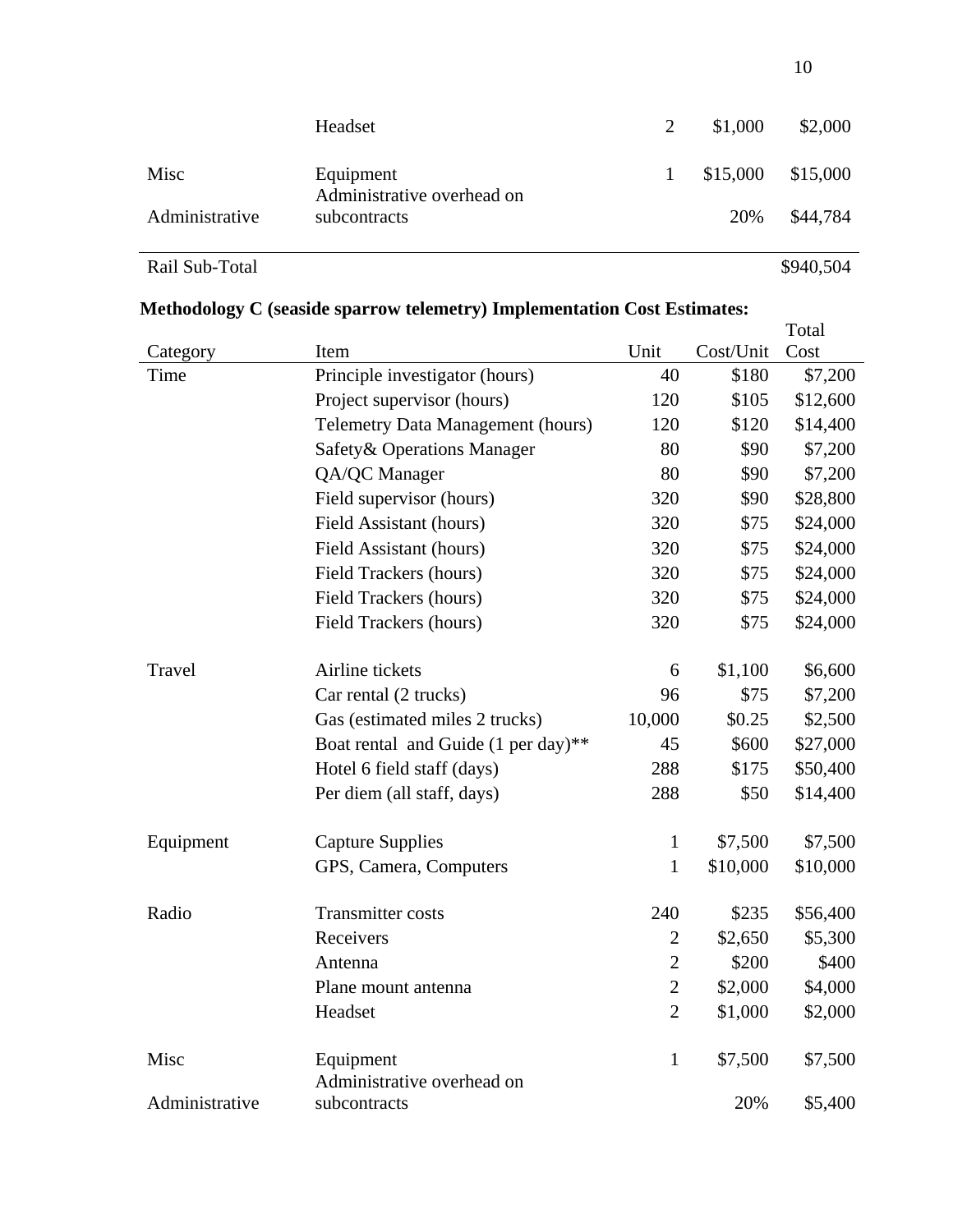| | | | | |
|---|---|---|---|---|
| | Headset | 2 | $1,000 | $2,000 |
| Misc | Equipment | 1 | $15,000 | $15,000 |
| Administrative | Administrative overhead on subcontracts | | 20% | $44,784 |
| Rail Sub-Total | | | | $940,504 |

**Methodology C (seaside sparrow telemetry) Implementation Cost Estimates:**

| Category | Item | Unit | Cost/Unit | Total Cost |
|---|---|---|---|---|
| Time | Principle investigator (hours) | 40 | $180 | $7,200 |
| | Project supervisor (hours) | 120 | $105 | $12,600 |
| | Telemetry Data Management (hours) | 120 | $120 | $14,400 |
| | Safety& Operations Manager | 80 | $90 | $7,200 |
| | QA/QC Manager | 80 | $90 | $7,200 |
| | Field supervisor (hours) | 320 | $90 | $28,800 |
| | Field Assistant (hours) | 320 | $75 | $24,000 |
| | Field Assistant (hours) | 320 | $75 | $24,000 |
| | Field Trackers (hours) | 320 | $75 | $24,000 |
| | Field Trackers (hours) | 320 | $75 | $24,000 |
| | Field Trackers (hours) | 320 | $75 | $24,000 |
| Travel | Airline tickets | 6 | $1,100 | $6,600 |
| | Car rental (2 trucks) | 96 | $75 | $7,200 |
| | Gas (estimated miles 2 trucks) | 10,000 | $0.25 | $2,500 |
| | Boat rental and Guide (1 per day)** | 45 | $600 | $27,000 |
| | Hotel 6 field staff (days) | 288 | $175 | $50,400 |
| | Per diem (all staff, days) | 288 | $50 | $14,400 |
| Equipment | Capture Supplies | 1 | $7,500 | $7,500 |
| | GPS, Camera, Computers | 1 | $10,000 | $10,000 |
| Radio | Transmitter costs | 240 | $235 | $56,400 |
| | Receivers | 2 | $2,650 | $5,300 |
| | Antenna | 2 | $200 | $400 |
| | Plane mount antenna | 2 | $2,000 | $4,000 |
| | Headset | 2 | $1,000 | $2,000 |
| Misc | Equipment | 1 | $7,500 | $7,500 |
| Administrative | Administrative overhead on subcontracts | | 20% | $5,400 |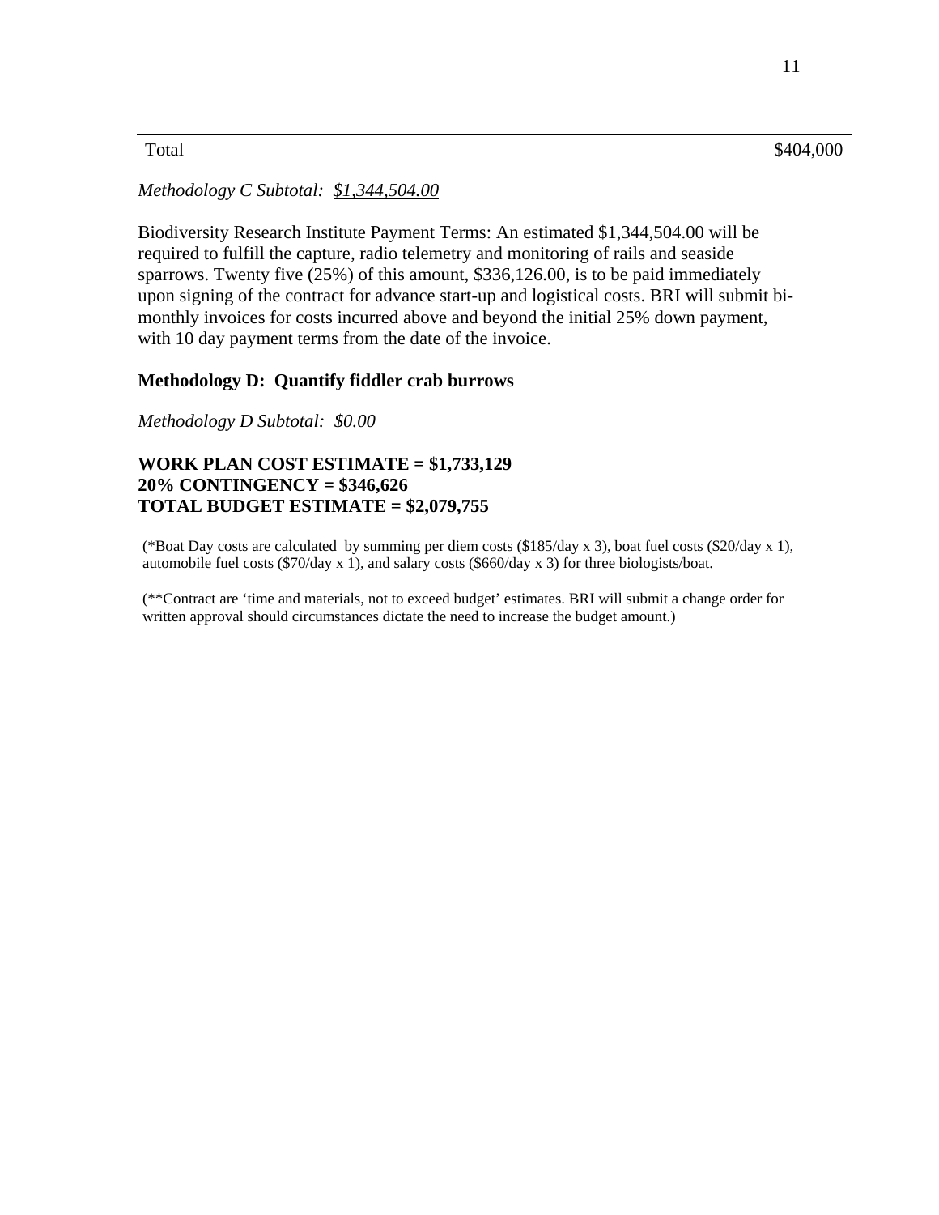| Total | $404,000 |
|---|---|

*Methodology C Subtotal: $1,344,504.00*

Biodiversity Research Institute Payment Terms: An estimated $1,344,504.00 will be required to fulfill the capture, radio telemetry and monitoring of rails and seaside sparrows. Twenty five (25%) of this amount, $336,126.00, is to be paid immediately upon signing of the contract for advance start-up and logistical costs. BRI will submit bi-monthly invoices for costs incurred above and beyond the initial 25% down payment, with 10 day payment terms from the date of the invoice.

**Methodology D: Quantify fiddler crab burrows**

*Methodology D Subtotal: $0.00*

**WORK PLAN COST ESTIMATE = $1,733,129**
**20% CONTINGENCY = $346,626**
**TOTAL BUDGET ESTIMATE = $2,079,755**

(*Boat Day costs are calculated by summing per diem costs ($185/day x 3), boat fuel costs ($20/day x 1), automobile fuel costs ($70/day x 1), and salary costs ($660/day x 3) for three biologists/boat.

(**Contract are 'time and materials, not to exceed budget' estimates. BRI will submit a change order for written approval should circumstances dictate the need to increase the budget amount.)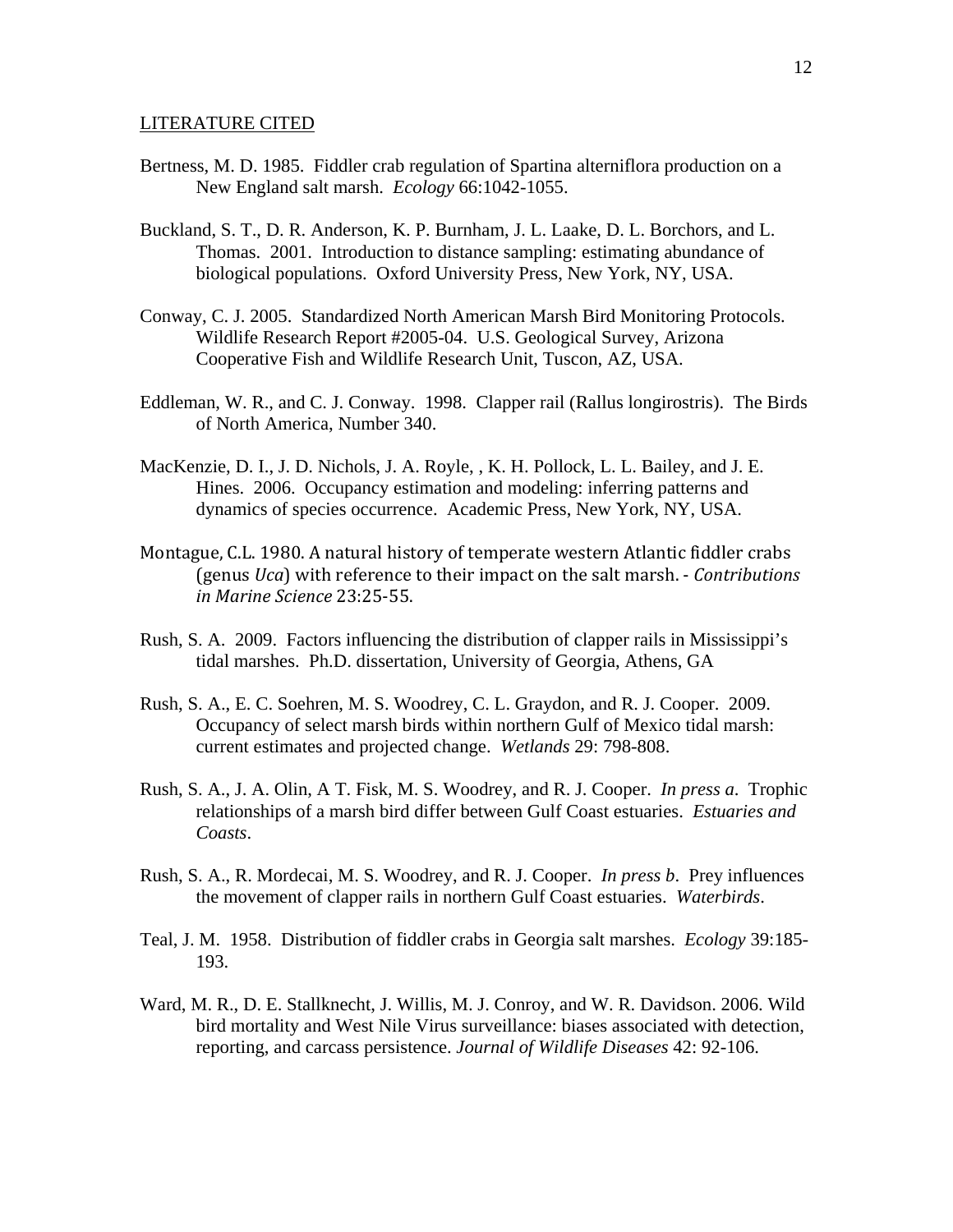## LITERATURE CITED

Bertness, M. D. 1985. Fiddler crab regulation of Spartina alterniflora production on a New England salt marsh. *Ecology* 66:1042-1055.

Buckland, S. T., D. R. Anderson, K. P. Burnham, J. L. Laake, D. L. Borchors, and L. Thomas. 2001. Introduction to distance sampling: estimating abundance of biological populations. Oxford University Press, New York, NY, USA.

Conway, C. J. 2005. Standardized North American Marsh Bird Monitoring Protocols. Wildlife Research Report #2005-04. U.S. Geological Survey, Arizona Cooperative Fish and Wildlife Research Unit, Tuscon, AZ, USA.

Eddleman, W. R., and C. J. Conway. 1998. Clapper rail (Rallus longirostris). The Birds of North America, Number 340.

MacKenzie, D. I., J. D. Nichols, J. A. Royle, , K. H. Pollock, L. L. Bailey, and J. E. Hines. 2006. Occupancy estimation and modeling: inferring patterns and dynamics of species occurrence. Academic Press, New York, NY, USA.

Montague, C.L. 1980. A natural history of temperate western Atlantic fiddler crabs (genus *Uca*) with reference to their impact on the salt marsh. - *Contributions in Marine Science* 23:25-55.

Rush, S. A. 2009. Factors influencing the distribution of clapper rails in Mississippi's tidal marshes. Ph.D. dissertation, University of Georgia, Athens, GA

Rush, S. A., E. C. Soehren, M. S. Woodrey, C. L. Graydon, and R. J. Cooper. 2009. Occupancy of select marsh birds within northern Gulf of Mexico tidal marsh: current estimates and projected change. *Wetlands* 29: 798-808.

Rush, S. A., J. A. Olin, A T. Fisk, M. S. Woodrey, and R. J. Cooper. *In press a*. Trophic relationships of a marsh bird differ between Gulf Coast estuaries. *Estuaries and Coasts*.

Rush, S. A., R. Mordecai, M. S. Woodrey, and R. J. Cooper. *In press b*. Prey influences the movement of clapper rails in northern Gulf Coast estuaries. *Waterbirds*.

Teal, J. M. 1958. Distribution of fiddler crabs in Georgia salt marshes. *Ecology* 39:185-193.

Ward, M. R., D. E. Stallknecht, J. Willis, M. J. Conroy, and W. R. Davidson. 2006. Wild bird mortality and West Nile Virus surveillance: biases associated with detection, reporting, and carcass persistence. *Journal of Wildlife Diseases* 42: 92-106.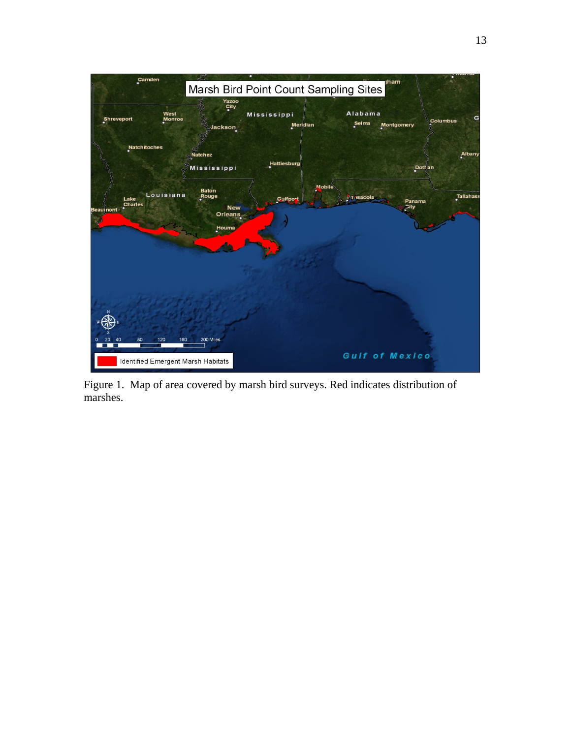Figure 1. Map of area covered by marsh bird surveys. Red indicates distribution of marshes.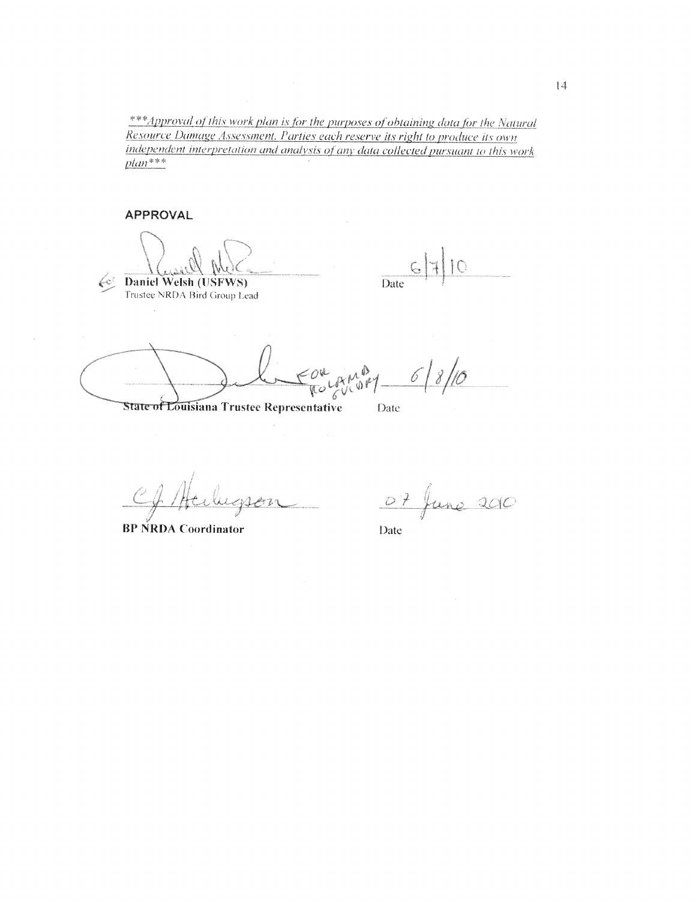*\*\*\*Approval of this work plan is for the purposes of obtaining data for the Natural Resource Damage Assessment. Parties each reserve its right to produce its own independent interpretation and analysis of any data collected pursuant to this work plan\*\*\**

**APPROVAL**

**Daniel Welsh (USFWS)** — Date: 6/7/10
Trustee NRDA Bird Group Lead

**State of Louisiana Trustee Representative** — Date: 6/8/10
FOR ROLAND GUIDRY

**BP NRDA Coordinator** — Date: 07 June 2010